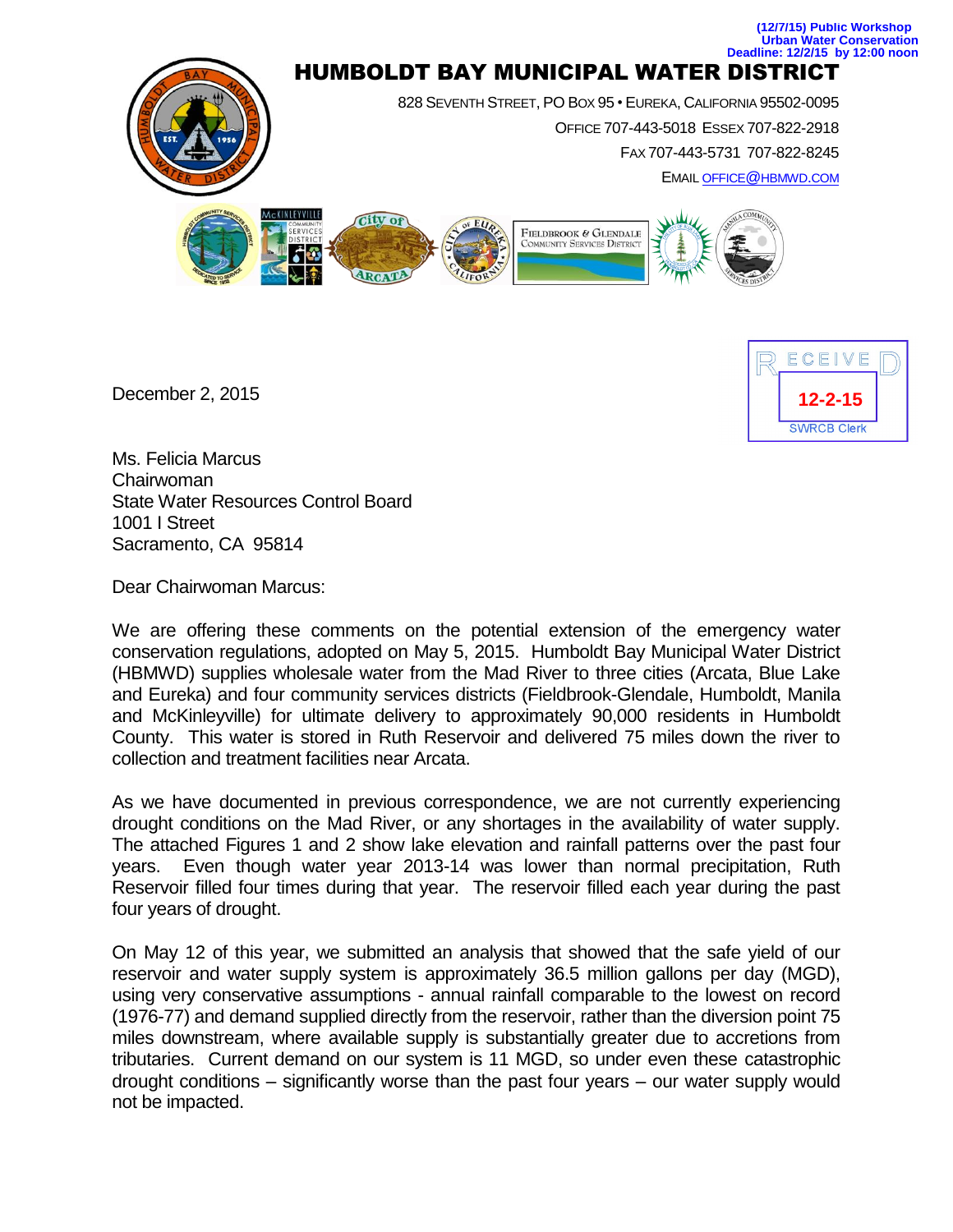(12/7/15) Public Workshop
Urban Water Conservation
Deadline: 12/2/15 by 12:00 noon

# HUMBOLDT BAY MUNICIPAL WATER DISTRICT

828 SEVENTH STREET, PO BOX 95 • EUREKA, CALIFORNIA 95502-0095
OFFICE 707-443-5018 ESSEX 707-822-2918
FAX 707-443-5731 707-822-8245
EMAIL OFFICE@HBMWD.COM

RECEIVED
12-2-15
SWRCB Clerk

December 2, 2015

Ms. Felicia Marcus
Chairwoman
State Water Resources Control Board
1001 I Street
Sacramento, CA 95814

Dear Chairwoman Marcus:

We are offering these comments on the potential extension of the emergency water conservation regulations, adopted on May 5, 2015. Humboldt Bay Municipal Water District (HBMWD) supplies wholesale water from the Mad River to three cities (Arcata, Blue Lake and Eureka) and four community services districts (Fieldbrook-Glendale, Humboldt, Manila and McKinleyville) for ultimate delivery to approximately 90,000 residents in Humboldt County. This water is stored in Ruth Reservoir and delivered 75 miles down the river to collection and treatment facilities near Arcata.

As we have documented in previous correspondence, we are not currently experiencing drought conditions on the Mad River, or any shortages in the availability of water supply. The attached Figures 1 and 2 show lake elevation and rainfall patterns over the past four years. Even though water year 2013-14 was lower than normal precipitation, Ruth Reservoir filled four times during that year. The reservoir filled each year during the past four years of drought.

On May 12 of this year, we submitted an analysis that showed that the safe yield of our reservoir and water supply system is approximately 36.5 million gallons per day (MGD), using very conservative assumptions - annual rainfall comparable to the lowest on record (1976-77) and demand supplied directly from the reservoir, rather than the diversion point 75 miles downstream, where available supply is substantially greater due to accretions from tributaries. Current demand on our system is 11 MGD, so under even these catastrophic drought conditions – significantly worse than the past four years – our water supply would not be impacted.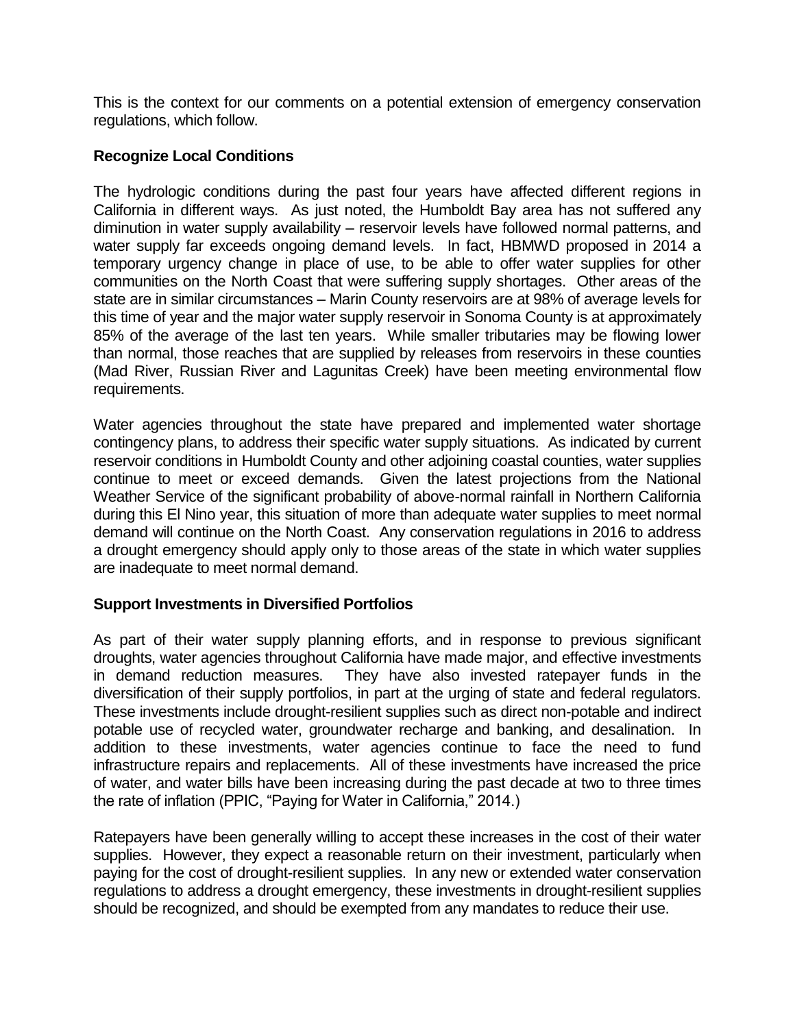This is the context for our comments on a potential extension of emergency conservation regulations, which follow.

**Recognize Local Conditions**

The hydrologic conditions during the past four years have affected different regions in California in different ways. As just noted, the Humboldt Bay area has not suffered any diminution in water supply availability – reservoir levels have followed normal patterns, and water supply far exceeds ongoing demand levels. In fact, HBMWD proposed in 2014 a temporary urgency change in place of use, to be able to offer water supplies for other communities on the North Coast that were suffering supply shortages. Other areas of the state are in similar circumstances – Marin County reservoirs are at 98% of average levels for this time of year and the major water supply reservoir in Sonoma County is at approximately 85% of the average of the last ten years. While smaller tributaries may be flowing lower than normal, those reaches that are supplied by releases from reservoirs in these counties (Mad River, Russian River and Lagunitas Creek) have been meeting environmental flow requirements.

Water agencies throughout the state have prepared and implemented water shortage contingency plans, to address their specific water supply situations. As indicated by current reservoir conditions in Humboldt County and other adjoining coastal counties, water supplies continue to meet or exceed demands. Given the latest projections from the National Weather Service of the significant probability of above-normal rainfall in Northern California during this El Nino year, this situation of more than adequate water supplies to meet normal demand will continue on the North Coast. Any conservation regulations in 2016 to address a drought emergency should apply only to those areas of the state in which water supplies are inadequate to meet normal demand.

**Support Investments in Diversified Portfolios**

As part of their water supply planning efforts, and in response to previous significant droughts, water agencies throughout California have made major, and effective investments in demand reduction measures. They have also invested ratepayer funds in the diversification of their supply portfolios, in part at the urging of state and federal regulators. These investments include drought-resilient supplies such as direct non-potable and indirect potable use of recycled water, groundwater recharge and banking, and desalination. In addition to these investments, water agencies continue to face the need to fund infrastructure repairs and replacements. All of these investments have increased the price of water, and water bills have been increasing during the past decade at two to three times the rate of inflation (PPIC, "Paying for Water in California," 2014.)

Ratepayers have been generally willing to accept these increases in the cost of their water supplies. However, they expect a reasonable return on their investment, particularly when paying for the cost of drought-resilient supplies. In any new or extended water conservation regulations to address a drought emergency, these investments in drought-resilient supplies should be recognized, and should be exempted from any mandates to reduce their use.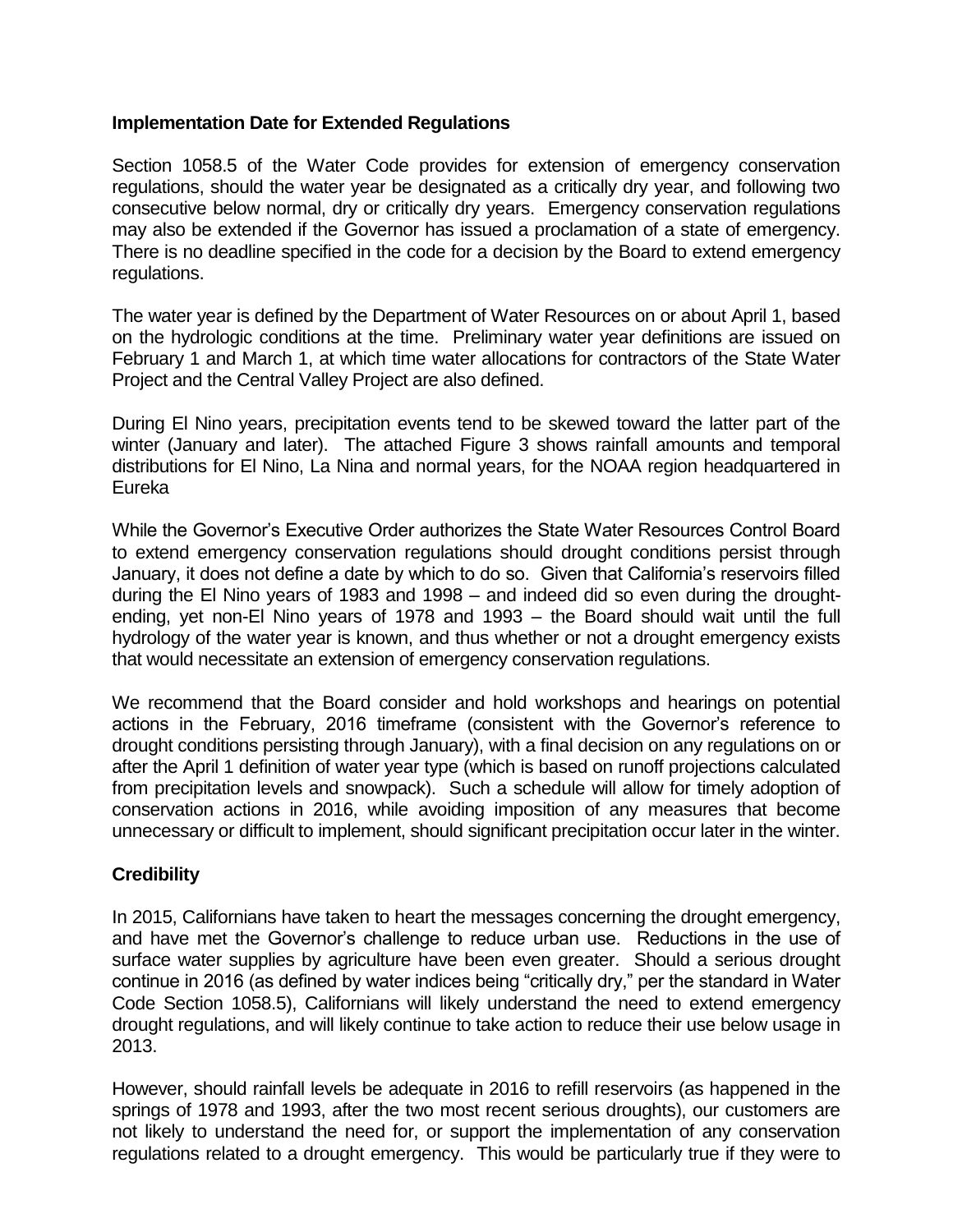**Implementation Date for Extended Regulations**

Section 1058.5 of the Water Code provides for extension of emergency conservation regulations, should the water year be designated as a critically dry year, and following two consecutive below normal, dry or critically dry years. Emergency conservation regulations may also be extended if the Governor has issued a proclamation of a state of emergency. There is no deadline specified in the code for a decision by the Board to extend emergency regulations.

The water year is defined by the Department of Water Resources on or about April 1, based on the hydrologic conditions at the time. Preliminary water year definitions are issued on February 1 and March 1, at which time water allocations for contractors of the State Water Project and the Central Valley Project are also defined.

During El Nino years, precipitation events tend to be skewed toward the latter part of the winter (January and later). The attached Figure 3 shows rainfall amounts and temporal distributions for El Nino, La Nina and normal years, for the NOAA region headquartered in Eureka

While the Governor's Executive Order authorizes the State Water Resources Control Board to extend emergency conservation regulations should drought conditions persist through January, it does not define a date by which to do so. Given that California's reservoirs filled during the El Nino years of 1983 and 1998 – and indeed did so even during the drought-ending, yet non-El Nino years of 1978 and 1993 – the Board should wait until the full hydrology of the water year is known, and thus whether or not a drought emergency exists that would necessitate an extension of emergency conservation regulations.

We recommend that the Board consider and hold workshops and hearings on potential actions in the February, 2016 timeframe (consistent with the Governor's reference to drought conditions persisting through January), with a final decision on any regulations on or after the April 1 definition of water year type (which is based on runoff projections calculated from precipitation levels and snowpack). Such a schedule will allow for timely adoption of conservation actions in 2016, while avoiding imposition of any measures that become unnecessary or difficult to implement, should significant precipitation occur later in the winter.

**Credibility**

In 2015, Californians have taken to heart the messages concerning the drought emergency, and have met the Governor's challenge to reduce urban use. Reductions in the use of surface water supplies by agriculture have been even greater. Should a serious drought continue in 2016 (as defined by water indices being "critically dry," per the standard in Water Code Section 1058.5), Californians will likely understand the need to extend emergency drought regulations, and will likely continue to take action to reduce their use below usage in 2013.

However, should rainfall levels be adequate in 2016 to refill reservoirs (as happened in the springs of 1978 and 1993, after the two most recent serious droughts), our customers are not likely to understand the need for, or support the implementation of any conservation regulations related to a drought emergency. This would be particularly true if they were to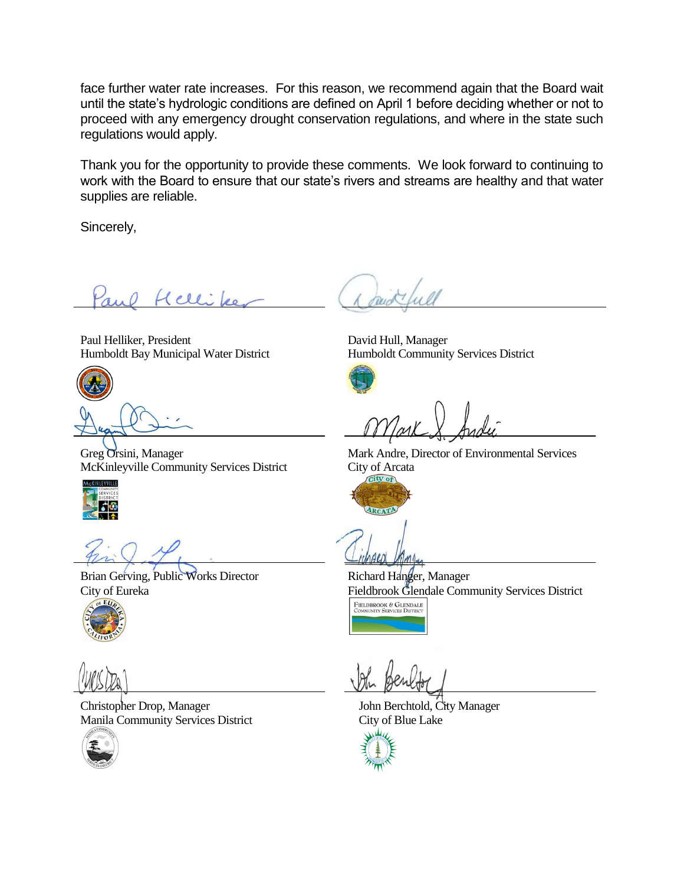face further water rate increases. For this reason, we recommend again that the Board wait until the state's hydrologic conditions are defined on April 1 before deciding whether or not to proceed with any emergency drought conservation regulations, and where in the state such regulations would apply.

Thank you for the opportunity to provide these comments. We look forward to continuing to work with the Board to ensure that our state's rivers and streams are healthy and that water supplies are reliable.

Sincerely,

Paul Helliker, President
Humboldt Bay Municipal Water District

David Hull, Manager
Humboldt Community Services District

Greg Orsini, Manager
McKinleyville Community Services District

Mark Andre, Director of Environmental Services
City of Arcata

Brian Gerving, Public Works Director
City of Eureka

Richard Hanger, Manager
Fieldbrook Glendale Community Services District

Christopher Drop, Manager
Manila Community Services District

John Berchtold, City Manager
City of Blue Lake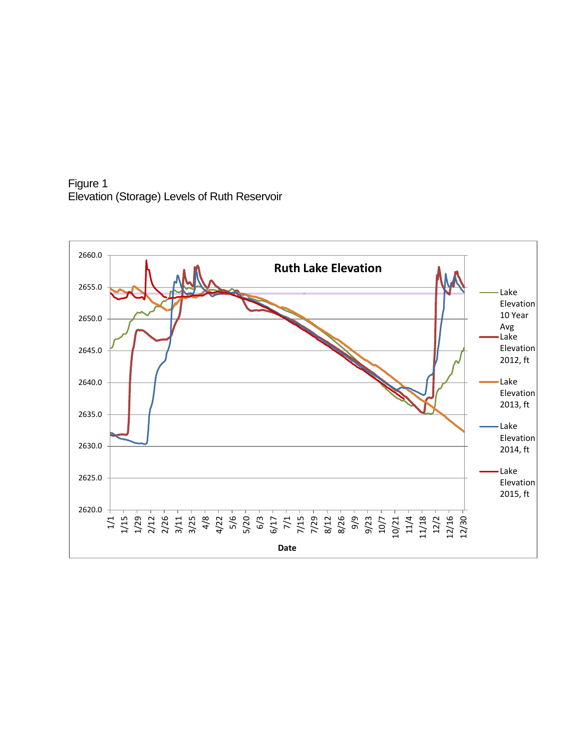Figure 1
Elevation (Storage) Levels of Ruth Reservoir

**Ruth Lake Elevation**

2660.0
2655.0
2650.0
2645.0
2640.0
2635.0
2630.0
2625.0
2620.0

1/1, 1/15, 1/29, 2/12, 2/26, 3/11, 3/25, 4/8, 4/22, 5/6, 5/20, 6/3, 6/17, 7/1, 7/15, 7/29, 8/12, 8/26, 9/9, 9/23, 10/7, 10/21, 11/4, 11/18, 12/2, 12/16, 12/30

**Date**

- Lake Elevation 10 Year Avg
- Lake Elevation 2012, ft
- Lake Elevation 2013, ft
- Lake Elevation 2014, ft
- Lake Elevation 2015, ft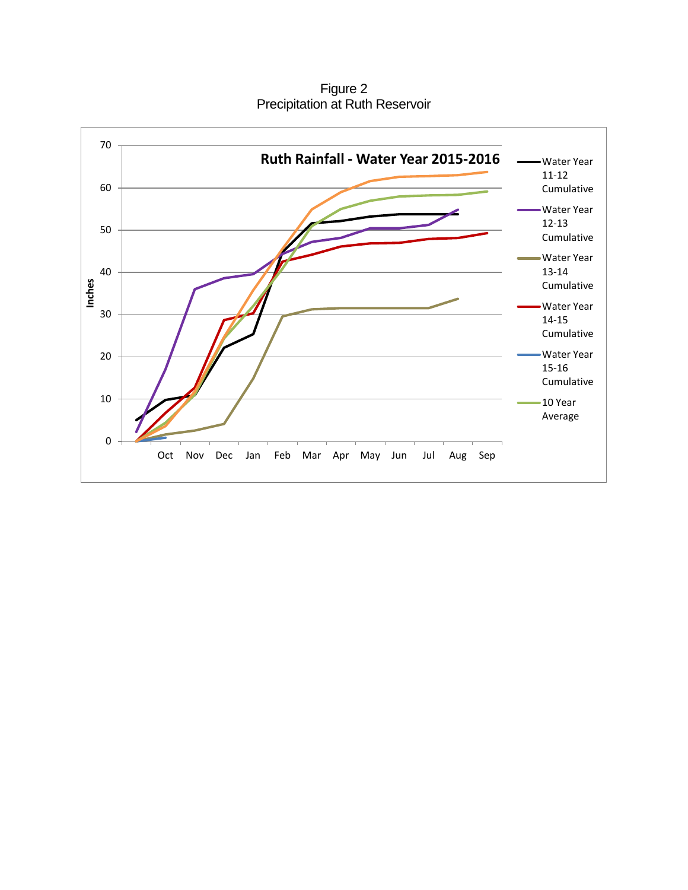Figure 2
Precipitation at Ruth Reservoir

**Ruth Rainfall - Water Year 2015-2016**

Inches

70, 60, 50, 40, 30, 20, 10, 0

Oct Nov Dec Jan Feb Mar Apr May Jun Jul Aug Sep

- Water Year 11-12 Cumulative
- Water Year 12-13 Cumulative
- Water Year 13-14 Cumulative
- Water Year 14-15 Cumulative
- Water Year 15-16 Cumulative
- 10 Year Average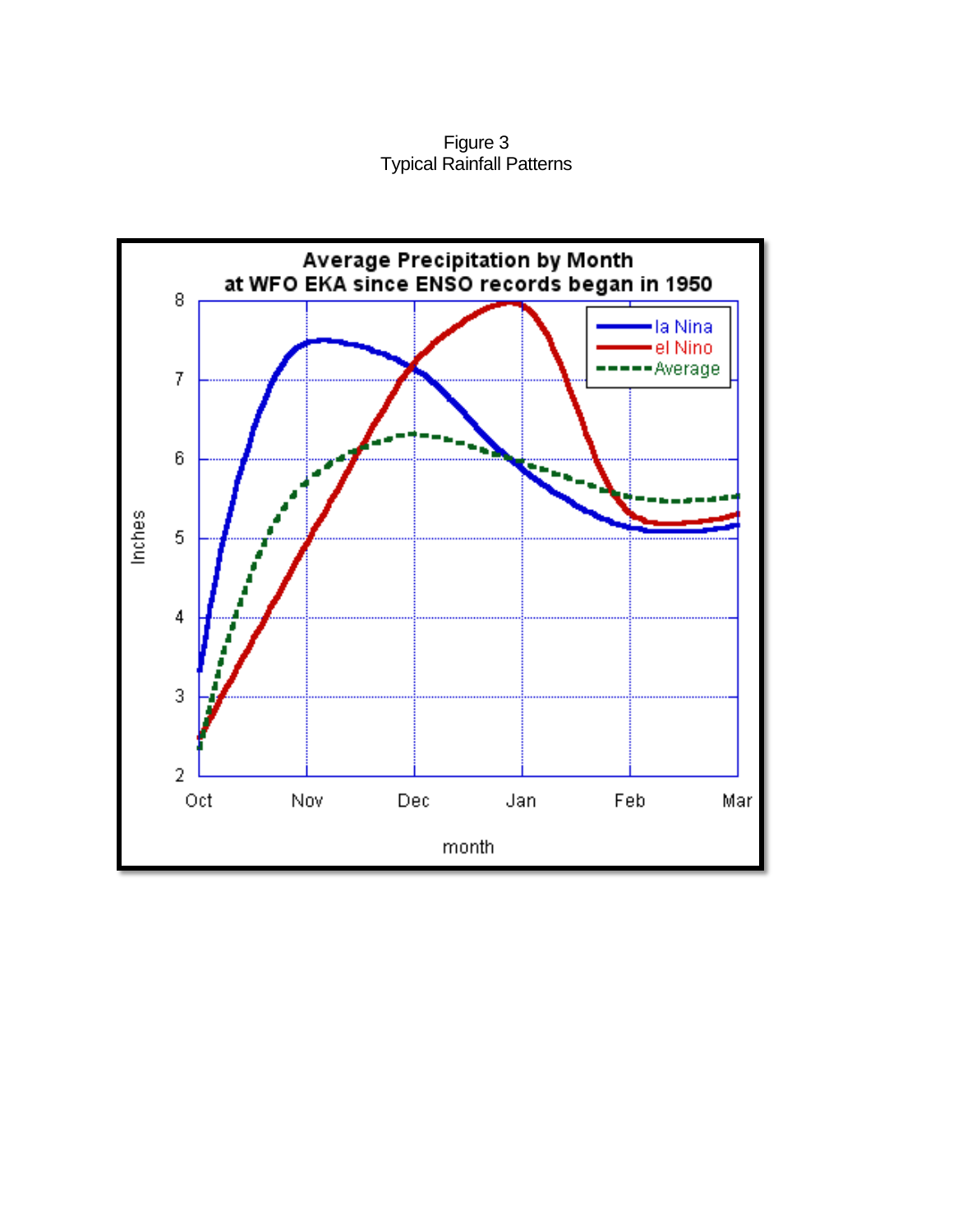Figure 3
Typical Rainfall Patterns

Average Precipitation by Month
at WFO EKA since ENSO records began in 1950

Inches

8
7
6
5
4
3
2

Oct
Nov
Dec
Jan
Feb
Mar

month

la Nina
el Nino
Average